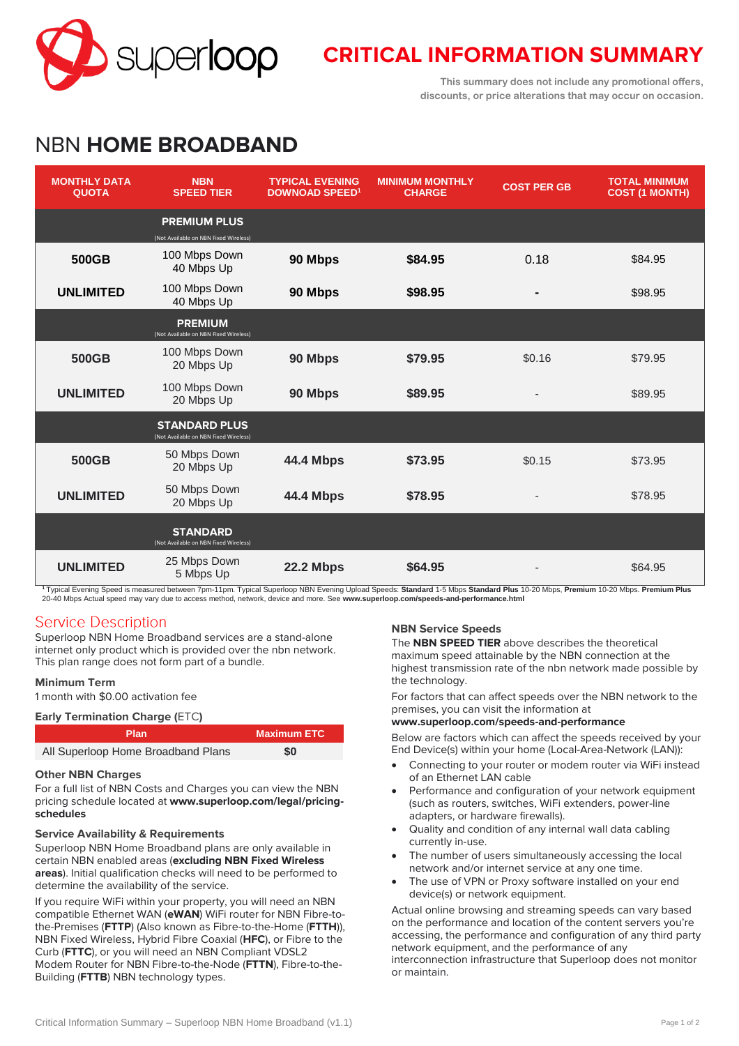# CRITICAL INFORMATION SUMMARY

This summary does not include any promotional offers, discounts, or price alterations that may occur on occasion.

# NBN **HOME BROADBAND**

| MONTHLY DATA QUOTA | NBN SPEED TIER | TYPICAL EVENING DOWNOAD SPEED[1] | MINIMUM MONTHLY CHARGE | COST PER GB | TOTAL MINIMUM COST (1 MONTH) |
|---|---|---|---|---|---|
| | **PREMIUM PLUS** (Not Available on NBN Fixed Wireless) | | | | |
| **500GB** | 100 Mbps Down 40 Mbps Up | **90 Mbps** | **$84.95** | 0.18 | $84.95 |
| **UNLIMITED** | 100 Mbps Down 40 Mbps Up | **90 Mbps** | **$98.95** | - | $98.95 |
| | **PREMIUM** (Not Available on NBN Fixed Wireless) | | | | |
| **500GB** | 100 Mbps Down 20 Mbps Up | **90 Mbps** | **$79.95** | $0.16 | $79.95 |
| **UNLIMITED** | 100 Mbps Down 20 Mbps Up | **90 Mbps** | **$89.95** | - | $89.95 |
| | **STANDARD PLUS** (Not Available on NBN Fixed Wireless) | | | | |
| **500GB** | 50 Mbps Down 20 Mbps Up | **44.4 Mbps** | **$73.95** | $0.15 | $73.95 |
| **UNLIMITED** | 50 Mbps Down 20 Mbps Up | **44.4 Mbps** | **$78.95** | - | $78.95 |
| | **STANDARD** (Not Available on NBN Fixed Wireless) | | | | |
| **UNLIMITED** | 25 Mbps Down 5 Mbps Up | **22.2 Mbps** | **$64.95** | - | $64.95 |

[1] Typical Evening Speed is measured between 7pm-11pm. Typical Superloop NBN Evening Upload Speeds: **Standard** 1-5 Mbps **Standard Plus** 10-20 Mbps, **Premium** 10-20 Mbps. **Premium Plus** 20-40 Mbps Actual speed may vary due to access method, network, device and more. See **www.superloop.com/speeds-and-performance.html**

## Service Description

Superloop NBN Home Broadband services are a stand-alone internet only product which is provided over the nbn network. This plan range does not form part of a bundle.

### Minimum Term

1 month with $0.00 activation fee

### Early Termination Charge (ETC)

| Plan | Maximum ETC |
|---|---|
| All Superloop Home Broadband Plans | **$0** |

### Other NBN Charges

For a full list of NBN Costs and Charges you can view the NBN pricing schedule located at **www.superloop.com/legal/pricing-schedules**

### Service Availability & Requirements

Superloop NBN Home Broadband plans are only available in certain NBN enabled areas (**excluding NBN Fixed Wireless areas**). Initial qualification checks will need to be performed to determine the availability of the service.

If you require WiFi within your property, you will need an NBN compatible Ethernet WAN (**eWAN**) WiFi router for NBN Fibre-to-the-Premises (**FTTP**) (Also known as Fibre-to-the-Home (**FTTH**)), NBN Fixed Wireless, Hybrid Fibre Coaxial (**HFC**), or Fibre to the Curb (**FTTC**), or you will need an NBN Compliant VDSL2 Modem Router for NBN Fibre-to-the-Node (**FTTN**), Fibre-to-the-Building (**FTTB**) NBN technology types.

### NBN Service Speeds

The **NBN SPEED TIER** above describes the theoretical maximum speed attainable by the NBN connection at the highest transmission rate of the nbn network made possible by the technology.

For factors that can affect speeds over the NBN network to the premises, you can visit the information at **www.superloop.com/speeds-and-performance**

Below are factors which can affect the speeds received by your End Device(s) within your home (Local-Area-Network (LAN)):

- Connecting to your router or modem router via WiFi instead of an Ethernet LAN cable
- Performance and configuration of your network equipment (such as routers, switches, WiFi extenders, power-line adapters, or hardware firewalls).
- Quality and condition of any internal wall data cabling currently in-use.
- The number of users simultaneously accessing the local network and/or internet service at any one time.
- The use of VPN or Proxy software installed on your end device(s) or network equipment.

Actual online browsing and streaming speeds can vary based on the performance and location of the content servers you're accessing, the performance and configuration of any third party network equipment, and the performance of any interconnection infrastructure that Superloop does not monitor or maintain.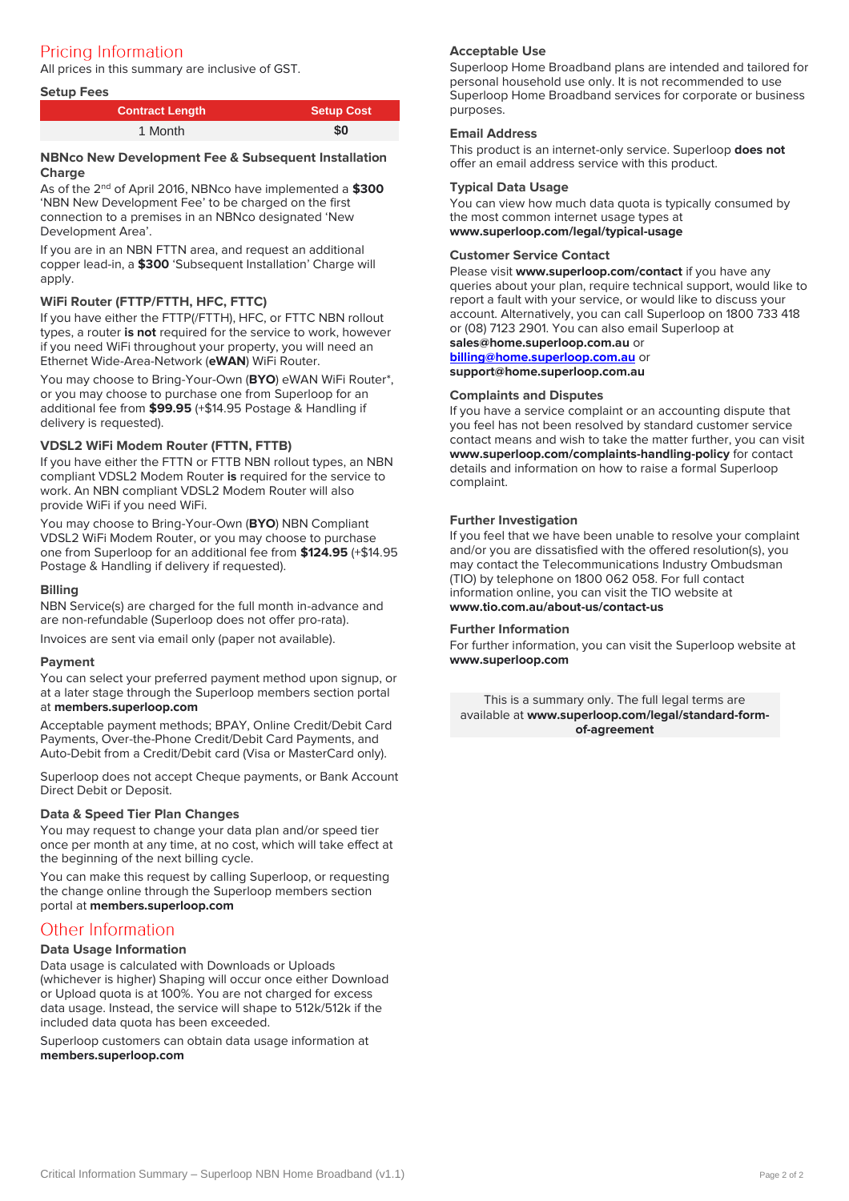## Pricing Information

All prices in this summary are inclusive of GST.

### Setup Fees

| Contract Length | Setup Cost |
| --- | --- |
| 1 Month | **$0** |

### NBNco New Development Fee & Subsequent Installation Charge

As of the 2nd of April 2016, NBNco have implemented a **$300** 'NBN New Development Fee' to be charged on the first connection to a premises in an NBNco designated 'New Development Area'.

If you are in an NBN FTTN area, and request an additional copper lead-in, a **$300** 'Subsequent Installation' Charge will apply.

### WiFi Router (FTTP/FTTH, HFC, FTTC)

If you have either the FTTP(/FTTH), HFC, or FTTC NBN rollout types, a router **is not** required for the service to work, however if you need WiFi throughout your property, you will need an Ethernet Wide-Area-Network (**eWAN**) WiFi Router.

You may choose to Bring-Your-Own (**BYO**) eWAN WiFi Router*, or you may choose to purchase one from Superloop for an additional fee from **$99.95** (+$14.95 Postage & Handling if delivery is requested).

### VDSL2 WiFi Modem Router (FTTN, FTTB)

If you have either the FTTN or FTTB NBN rollout types, an NBN compliant VDSL2 Modem Router **is** required for the service to work. An NBN compliant VDSL2 Modem Router will also provide WiFi if you need WiFi.

You may choose to Bring-Your-Own (**BYO**) NBN Compliant VDSL2 WiFi Modem Router, or you may choose to purchase one from Superloop for an additional fee from **$124.95** (+$14.95 Postage & Handling if delivery if requested).

### Billing

NBN Service(s) are charged for the full month in-advance and are non-refundable (Superloop does not offer pro-rata).

Invoices are sent via email only (paper not available).

### Payment

You can select your preferred payment method upon signup, or at a later stage through the Superloop members section portal at **members.superloop.com**

Acceptable payment methods; BPAY, Online Credit/Debit Card Payments, Over-the-Phone Credit/Debit Card Payments, and Auto-Debit from a Credit/Debit card (Visa or MasterCard only).

Superloop does not accept Cheque payments, or Bank Account Direct Debit or Deposit.

### Data & Speed Tier Plan Changes

You may request to change your data plan and/or speed tier once per month at any time, at no cost, which will take effect at the beginning of the next billing cycle.

You can make this request by calling Superloop, or requesting the change online through the Superloop members section portal at **members.superloop.com**

## Other Information

### Data Usage Information

Data usage is calculated with Downloads or Uploads (whichever is higher) Shaping will occur once either Download or Upload quota is at 100%. You are not charged for excess data usage. Instead, the service will shape to 512k/512k if the included data quota has been exceeded.

Superloop customers can obtain data usage information at **members.superloop.com**

### Acceptable Use

Superloop Home Broadband plans are intended and tailored for personal household use only. It is not recommended to use Superloop Home Broadband services for corporate or business purposes.

### Email Address

This product is an internet-only service. Superloop **does not** offer an email address service with this product.

### Typical Data Usage

You can view how much data quota is typically consumed by the most common internet usage types at **www.superloop.com/legal/typical-usage**

### Customer Service Contact

Please visit **www.superloop.com/contact** if you have any queries about your plan, require technical support, would like to report a fault with your service, or would like to discuss your account. Alternatively, you can call Superloop on 1800 733 418 or (08) 7123 2901. You can also email Superloop at **sales@home.superloop.com.au** or **billing@home.superloop.com.au** or **support@home.superloop.com.au**

### Complaints and Disputes

If you have a service complaint or an accounting dispute that you feel has not been resolved by standard customer service contact means and wish to take the matter further, you can visit **www.superloop.com/complaints-handling-policy** for contact details and information on how to raise a formal Superloop complaint.

### Further Investigation

If you feel that we have been unable to resolve your complaint and/or you are dissatisfied with the offered resolution(s), you may contact the Telecommunications Industry Ombudsman (TIO) by telephone on 1800 062 058. For full contact information online, you can visit the TIO website at **www.tio.com.au/about-us/contact-us**

### Further Information

For further information, you can visit the Superloop website at **www.superloop.com**

This is a summary only. The full legal terms are available at **www.superloop.com/legal/standard-form-of-agreement**